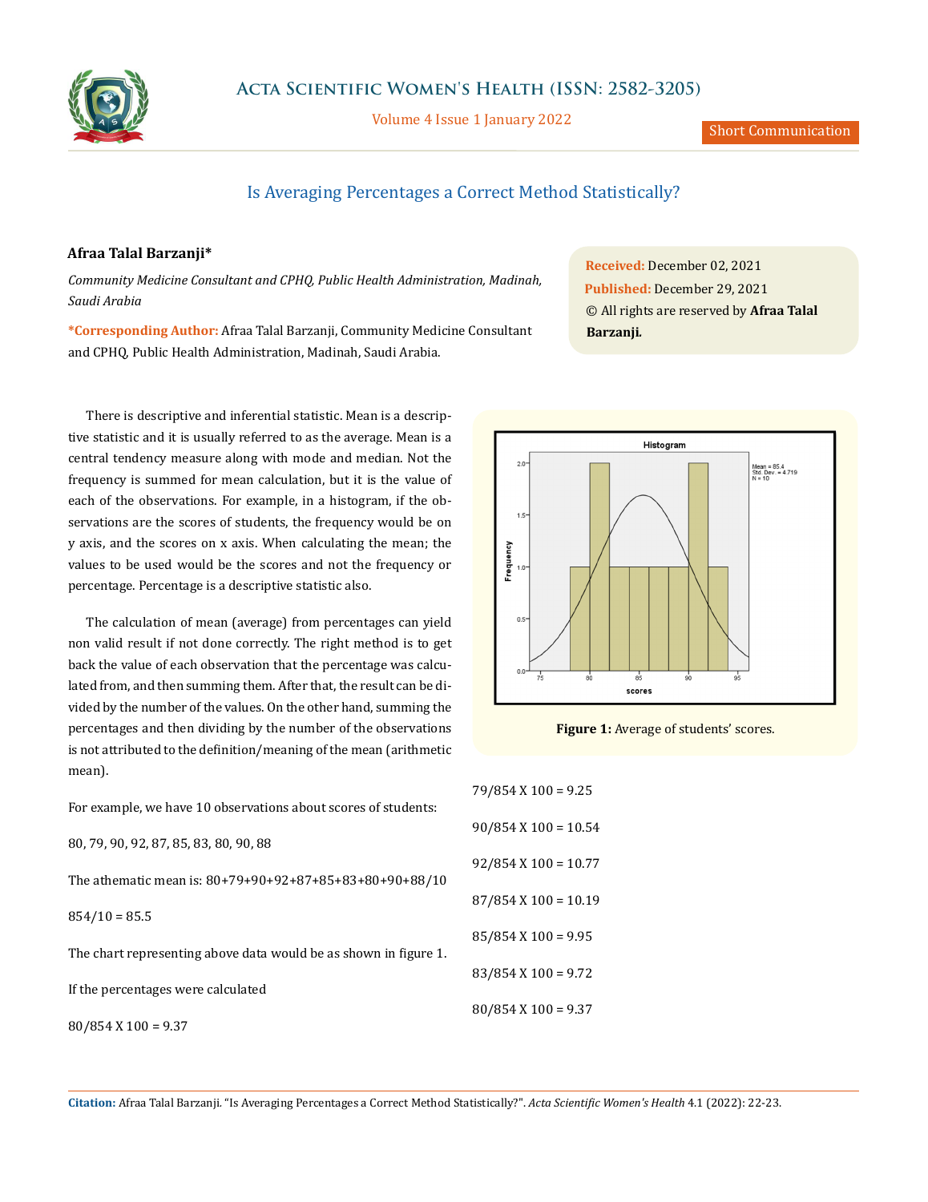# Is Averaging Percentages a Correct Method Statistically?

**Afraa Talal Barzanji***

*Community Medicine Consultant and CPHQ, Public Health Administration, Madinah, Saudi Arabia*

**\*Corresponding Author:** Afraa Talal Barzanji, Community Medicine Consultant and CPHQ, Public Health Administration, Madinah, Saudi Arabia.

**Received:** December 02, 2021
**Published:** December 29, 2021
© All rights are reserved by **Afraa Talal Barzanji.**

There is descriptive and inferential statistic. Mean is a descriptive statistic and it is usually referred to as the average. Mean is a central tendency measure along with mode and median. Not the frequency is summed for mean calculation, but it is the value of each of the observations. For example, in a histogram, if the observations are the scores of students, the frequency would be on y axis, and the scores on x axis. When calculating the mean; the values to be used would be the scores and not the frequency or percentage. Percentage is a descriptive statistic also.

The calculation of mean (average) from percentages can yield non valid result if not done correctly. The right method is to get back the value of each observation that the percentage was calculated from, and then summing them. After that, the result can be divided by the number of the values. On the other hand, summing the percentages and then dividing by the number of the observations is not attributed to the definition/meaning of the mean (arithmetic mean).

For example, we have 10 observations about scores of students:

80, 79, 90, 92, 87, 85, 83, 80, 90, 88

The athematic mean is: 80+79+90+92+87+85+83+80+90+88/10

854/10 = 85.5

The chart representing above data would be as shown in figure 1.

Figure 1: Average of students' scores.

If the percentages were calculated

80/854 X 100 = 9.37

79/854 X 100 = 9.25

90/854 X 100 = 10.54

92/854 X 100 = 10.77

87/854 X 100 = 10.19

85/854 X 100 = 9.95

83/854 X 100 = 9.72

80/854 X 100 = 9.37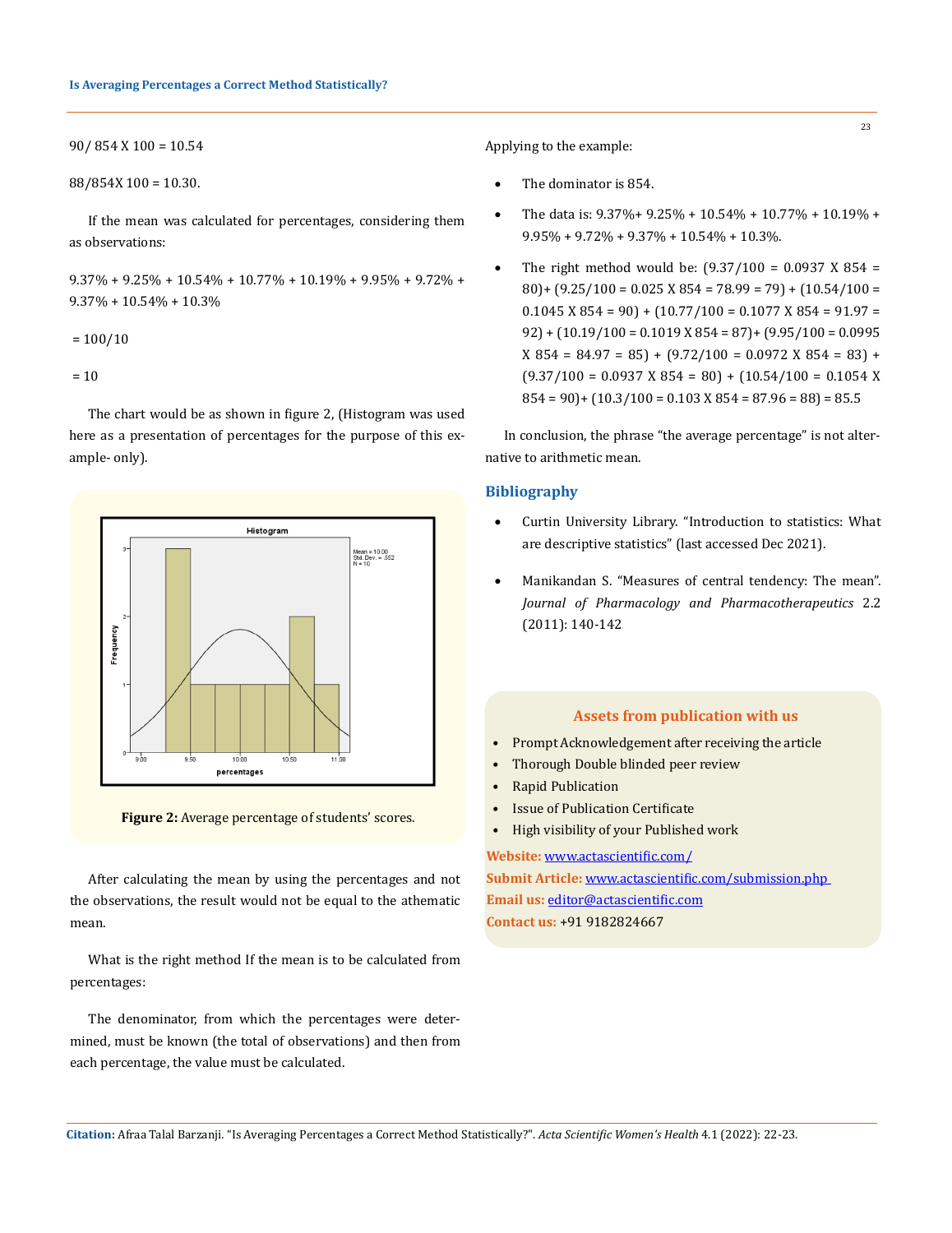90/ 854 X 100 = 10.54

88/854X 100 = 10.30.

If the mean was calculated for percentages, considering them as observations:

9.37% + 9.25% + 10.54% + 10.77% + 10.19% + 9.95% + 9.72% + 9.37% + 10.54% + 10.3%

= 100/10

= 10

The chart would be as shown in figure 2, (Histogram was used here as a presentation of percentages for the purpose of this example- only).

Histogram

Mean = 10.00
Std. Dev. = .552
N = 10

Frequency

0
1
2
3

9.00
9.50
10.00
10.50
11.00

percentages

**Figure 2:** Average percentage of students' scores.

After calculating the mean by using the percentages and not the observations, the result would not be equal to the athematic mean.

What is the right method If the mean is to be calculated from percentages:

The denominator, from which the percentages were determined, must be known (the total of observations) and then from each percentage, the value must be calculated.

Applying to the example:

- The dominator is 854.
- The data is: 9.37%+ 9.25% + 10.54% + 10.77% + 10.19% + 9.95% + 9.72% + 9.37% + 10.54% + 10.3%.
- The right method would be: (9.37/100 = 0.0937 X 854 = 80)+ (9.25/100 = 0.025 X 854 = 78.99 = 79) + (10.54/100 = 0.1045 X 854 = 90) + (10.77/100 = 0.1077 X 854 = 91.97 = 92) + (10.19/100 = 0.1019 X 854 = 87)+ (9.95/100 = 0.0995 X 854 = 84.97 = 85) + (9.72/100 = 0.0972 X 854 = 83) + (9.37/100 = 0.0937 X 854 = 80) + (10.54/100 = 0.1054 X 854 = 90)+ (10.3/100 = 0.103 X 854 = 87.96 = 88) = 85.5

In conclusion, the phrase "the average percentage" is not alternative to arithmetic mean.

## Bibliography

- Curtin University Library. "Introduction to statistics: What are descriptive statistics" (last accessed Dec 2021).
- Manikandan S. "Measures of central tendency: The mean". *Journal of Pharmacology and Pharmacotherapeutics* 2.2 (2011): 140-142

### Assets from publication with us

- Prompt Acknowledgement after receiving the article
- Thorough Double blinded peer review
- Rapid Publication
- Issue of Publication Certificate
- High visibility of your Published work

**Website:** www.actascientific.com/
**Submit Article:** www.actascientific.com/submission.php
**Email us:** editor@actascientific.com
**Contact us:** +91 9182824667